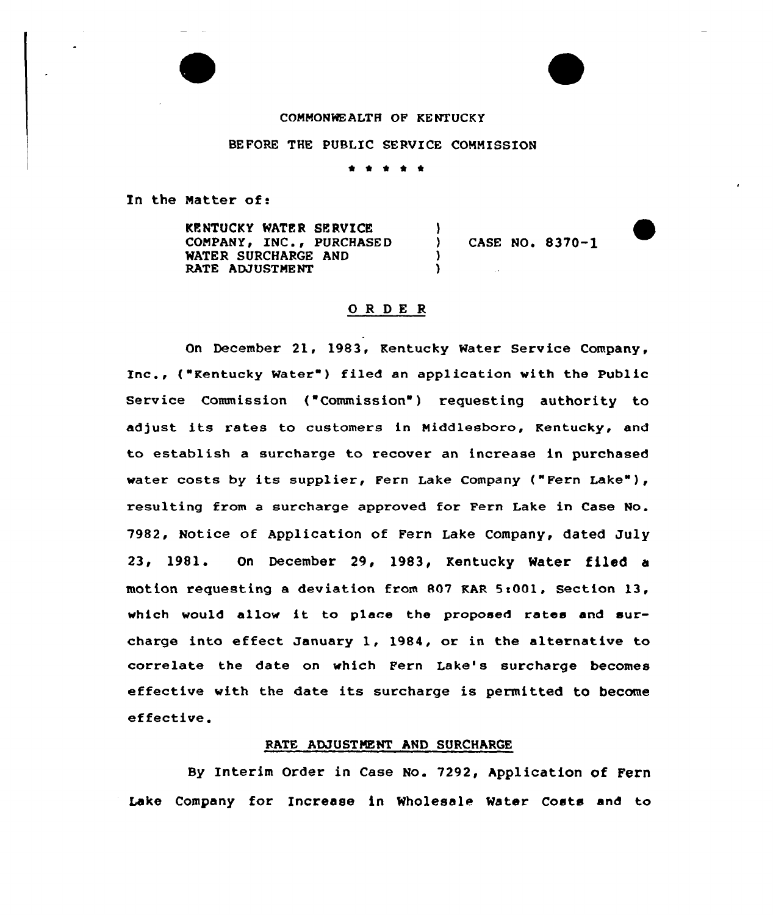COMMONWEALTH OF KENTUCKY

BEFORE THE PUBLIC SERVICE COMMISSION

\* \* \* \* \*

In the Matter of:

| | | |
|---|---|---|
| KENTUCKY WATER SERVICE COMPANY, INC., PURCHASED WATER SURCHARGE AND RATE ADJUSTMENT | ) ) ) ) | CASE NO. 8370-1 |

## O R D E R

On December 21, 1983, Kentucky Water Service Company, Inc., ("Kentucky Water") filed an application with the Public Service Commission ("Commission") requesting authority to adjust its rates to customers in Middlesboro, Kentucky, and to establish a surcharge to recover an increase in purchased water costs by its supplier, Fern Lake Company ("Fern Lake"), resulting from a surcharge approved for Fern Lake in Case No. 7982, Notice of Application of Fern Lake Company, dated July 23, 1981. On December 29, 1983, Kentucky Water filed a motion requesting a deviation from 807 KAR 5:001, Section 13, which would allow it to place the proposed rates and surcharge into effect January 1, 1984, or in the alternative to correlate the date on which Fern Lake's surcharge becomes effective with the date its surcharge is permitted to become effective.

### RATE ADJUSTMENT AND SURCHARGE

By Interim Order in Case No. 7292, Application of Fern Lake Company for Increase in Wholesale Water Costs and to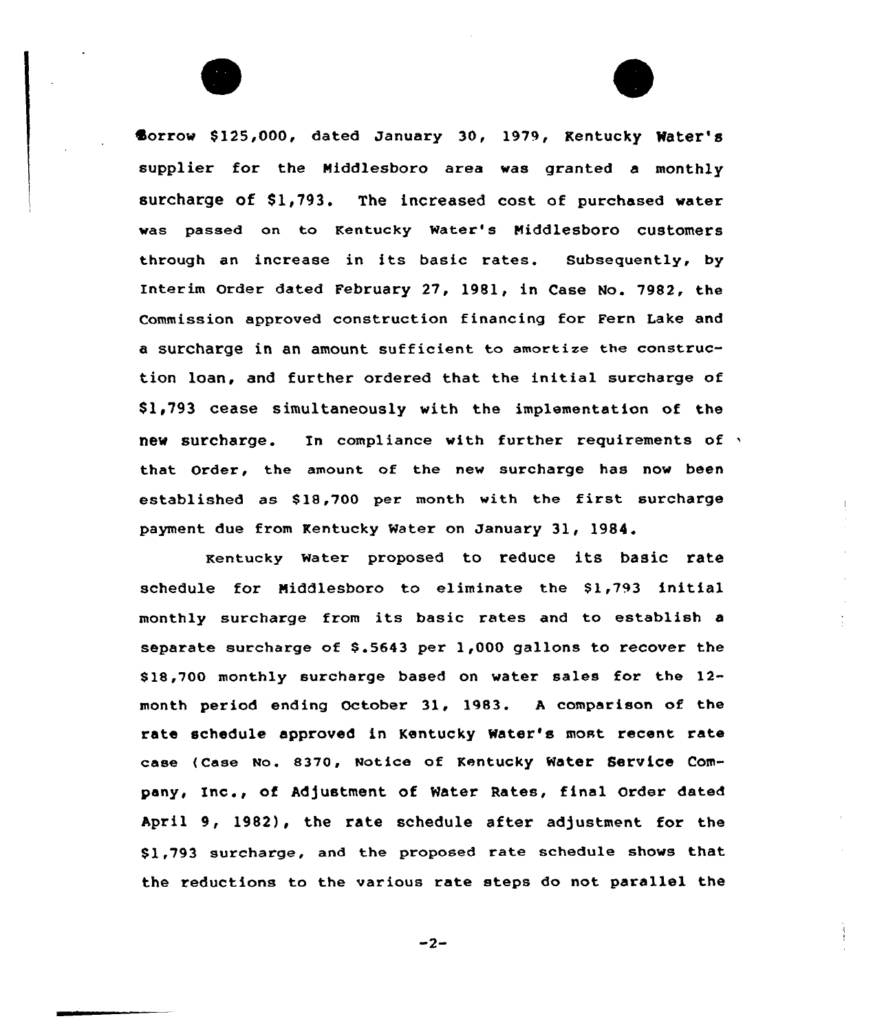Borrow $125,000, dated January 30, 1979, Kentucky Water's supplier for the Middlesboro area was granted a monthly surcharge of $1,793. The increased cost of purchased water was passed on to Kentucky Water's Middlesboro customers through an increase in its basic rates. Subsequently, by Interim Order dated February 27, 1981, in Case No. 7982, the Commission approved construction financing for Fern Lake and a surcharge in an amount sufficient to amortize the construction loan, and further ordered that the initial surcharge of $1,793 cease simultaneously with the implementation of the new surcharge. In compliance with further requirements of that Order, the amount of the new surcharge has now been established as $18,700 per month with the first surcharge payment due from Kentucky Water on January 31, 1984.

Kentucky Water proposed to reduce its basic rate schedule for Middlesboro to eliminate the $1,793 initial monthly surcharge from its basic rates and to establish a separate surcharge of $.5643 per 1,000 gallons to recover the $18,700 monthly surcharge based on water sales for the 12-month period ending October 31, 1983. A comparison of the rate schedule approved in Kentucky Water's most recent rate case (Case No. 8370, Notice of Kentucky Water Service Company, Inc., of Adjustment of Water Rates, final Order dated April 9, 1982), the rate schedule after adjustment for the $1,793 surcharge, and the proposed rate schedule shows that the reductions to the various rate steps do not parallel the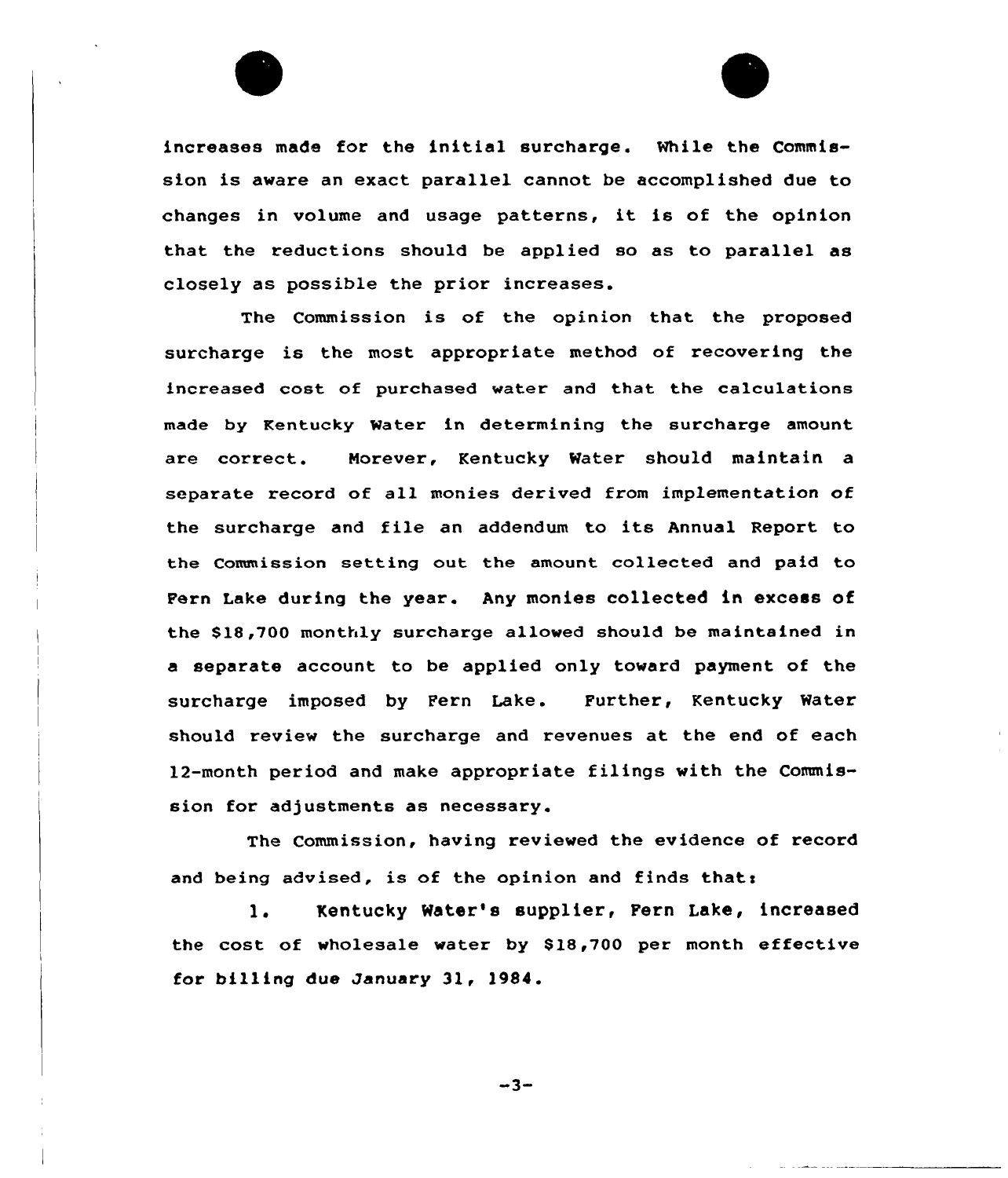increases made for the initial surcharge. While the Commission is aware an exact parallel cannot be accomplished due to changes in volume and usage patterns, it is of the opinion that the reductions should be applied so as to parallel as closely as possible the prior increases.

The Commission is of the opinion that the proposed surcharge is the most appropriate method of recovering the increased cost of purchased water and that the calculations made by Kentucky Water in determining the surcharge amount are correct. Morever, Kentucky Water should maintain a separate record of all monies derived from implementation of the surcharge and file an addendum to its Annual Report to the Commission setting out the amount collected and paid to Fern Lake during the year. Any monies collected in excess of the $18,700 monthly surcharge allowed should be maintained in a separate account to be applied only toward payment of the surcharge imposed by Fern Lake. Further, Kentucky Water should review the surcharge and revenues at the end of each 12-month period and make appropriate filings with the Commission for adjustments as necessary.

The Commission, having reviewed the evidence of record and being advised, is of the opinion and finds that:

1. Kentucky Water's supplier, Fern Lake, increased the cost of wholesale water by $18,700 per month effective for billing due January 31, 1984.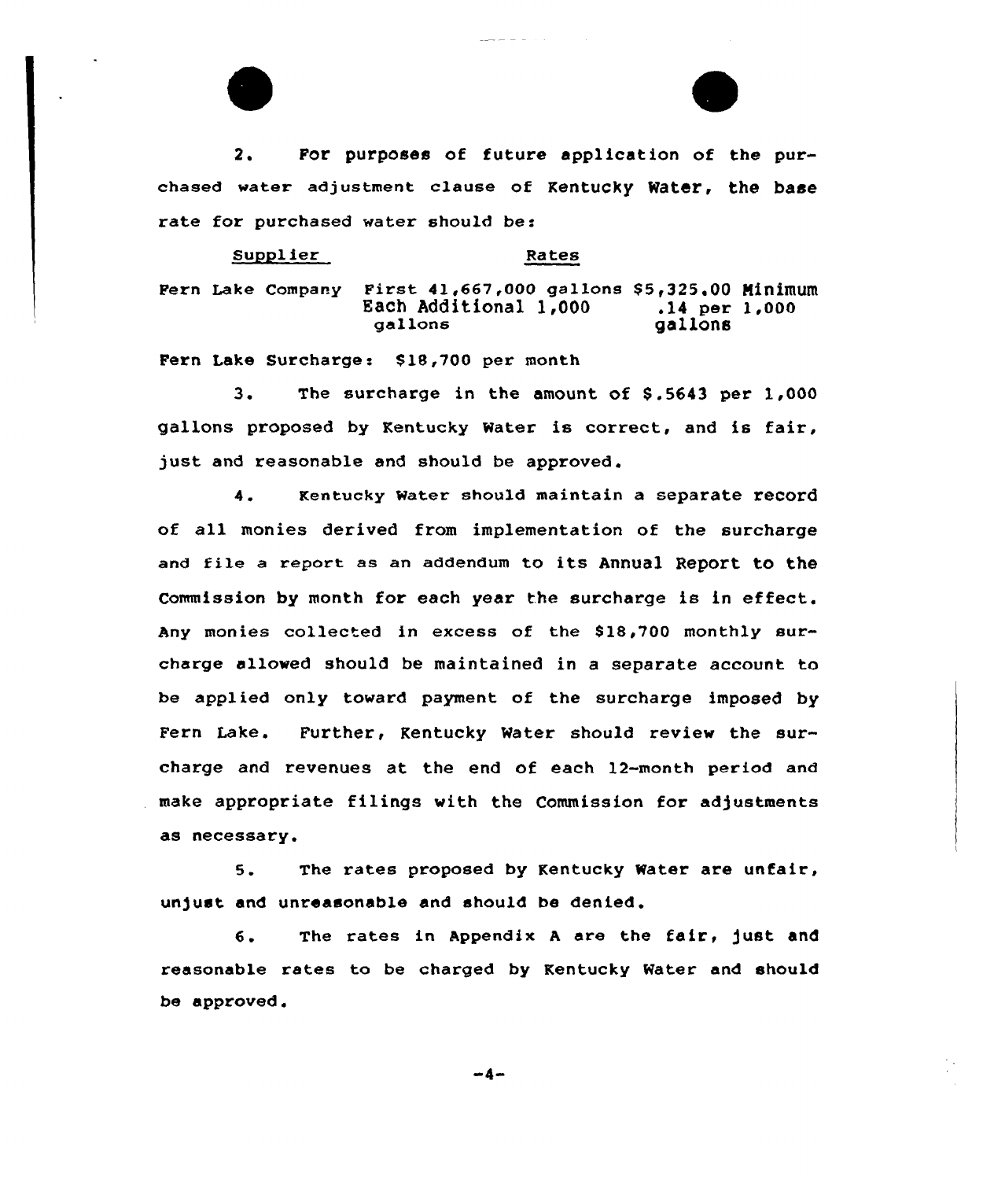2. For purposes of future application of the purchased water adjustment clause of Kentucky Water, the base rate for purchased water should be:

| Supplier | Rates | |
|---|---|---|
| Fern Lake Company | First 41,667,000 gallons | $5,325.00 Minimum |
| | Each Additional 1,000 gallons | .14 per 1,000 gallons |

Fern Lake Surcharge: $18,700 per month

3. The surcharge in the amount of $.5643 per 1,000 gallons proposed by Kentucky Water is correct, and is fair, just and reasonable and should be approved.

4. Kentucky Water should maintain a separate record of all monies derived from implementation of the surcharge and file a report as an addendum to its Annual Report to the Commission by month for each year the surcharge is in effect. Any monies collected in excess of the $18,700 monthly surcharge allowed should be maintained in a separate account to be applied only toward payment of the surcharge imposed by Fern Lake. Further, Kentucky Water should review the surcharge and revenues at the end of each 12-month period and make appropriate filings with the Commission for adjustments as necessary.

5. The rates proposed by Kentucky Water are unfair, unjust and unreasonable and should be denied.

6. The rates in Appendix A are the fair, just and reasonable rates to be charged by Kentucky Water and should be approved.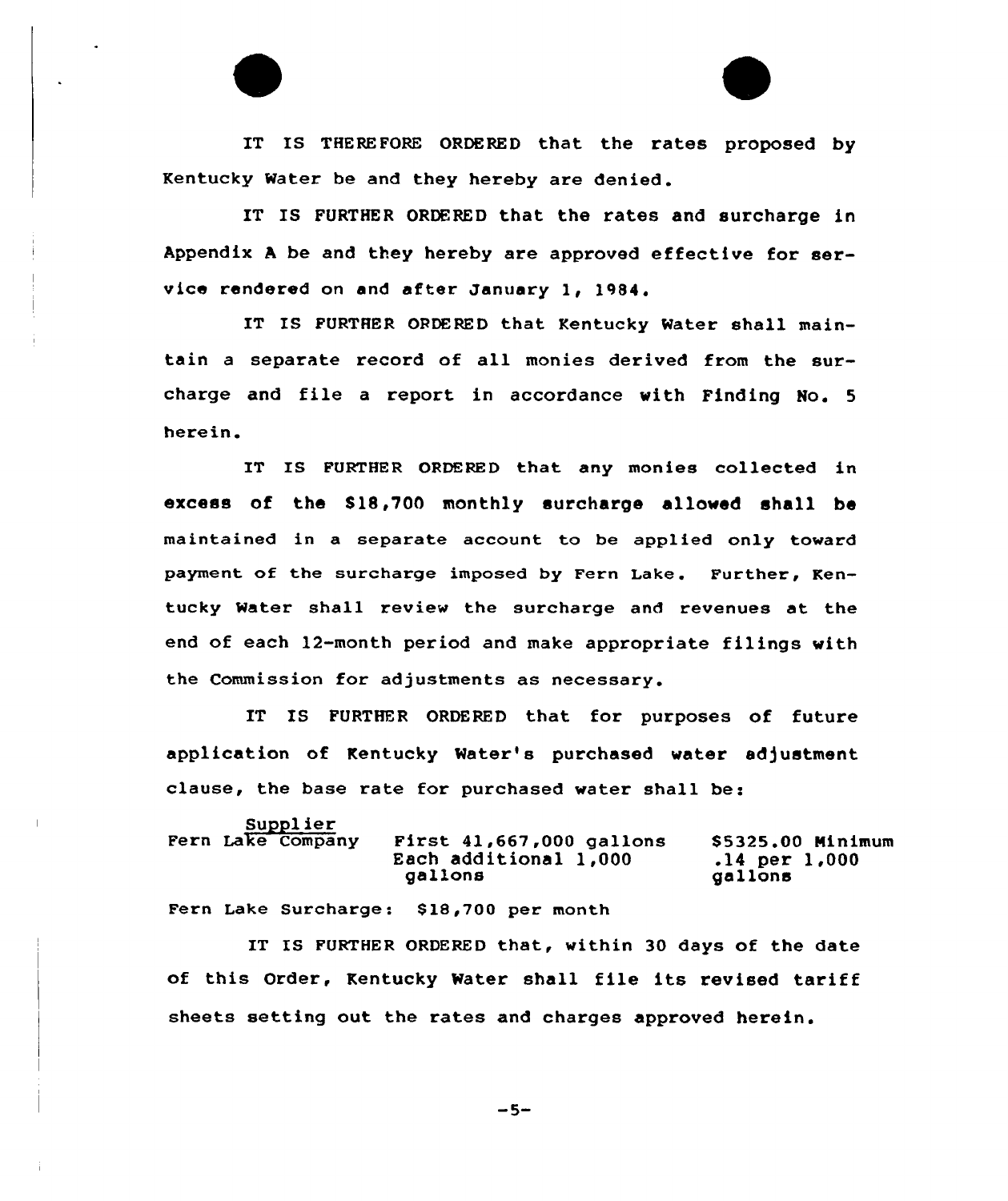IT IS THEREFORE ORDERED that the rates proposed by Kentucky Water be and they hereby are denied.

IT IS FURTHER ORDERED that the rates and surcharge in Appendix A be and they hereby are approved effective for service rendered on and after January 1, 1984.

IT IS FURTHER ORDERED that Kentucky Water shall maintain a separate record of all monies derived from the surcharge and file a report in accordance with Finding No. 5 herein.

IT IS FURTHER ORDERED that any monies collected in excess of the $18,700 monthly surcharge allowed shall be maintained in a separate account to be applied only toward payment of the surcharge imposed by Fern Lake. Further, Kentucky Water shall review the surcharge and revenues at the end of each 12-month period and make appropriate filings with the Commission for adjustments as necessary.

IT IS FURTHER ORDERED that for purposes of future application of Kentucky Water's purchased water adjustment clause, the base rate for purchased water shall be:

| Supplier | | |
|---|---|---|
| Fern Lake Company | First 41,667,000 gallons | $5325.00 Minimum |
| | Each additional 1,000 gallons | .14 per 1,000 gallons |

Fern Lake Surcharge: $18,700 per month

IT IS FURTHER ORDERED that, within 30 days of the date of this Order, Kentucky Water shall file its revised tariff sheets setting out the rates and charges approved herein.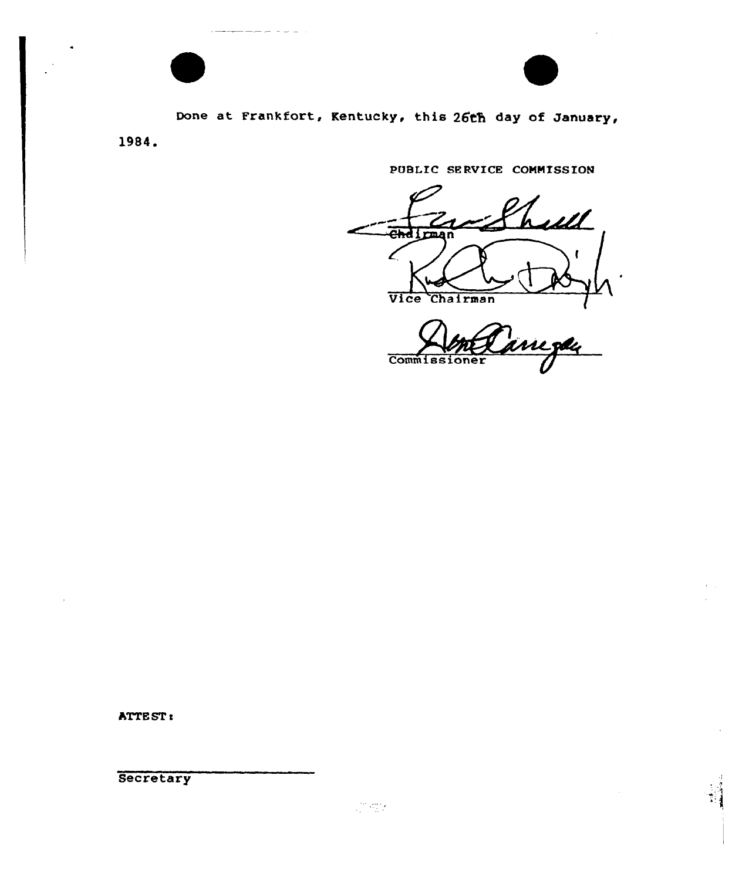Done at Frankfort, Kentucky, this 26th day of January, 1984.

PUBLIC SERVICE COMMISSION

Chairman

Vice Chairman

Commissioner

ATTEST:

Secretary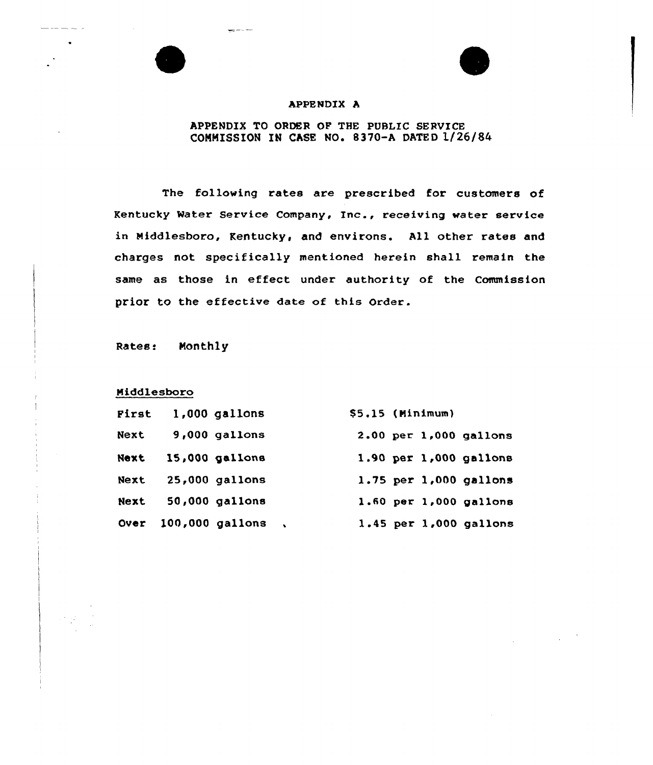# APPENDIX A

## APPENDIX TO ORDER OF THE PUBLIC SERVICE COMMISSION IN CASE NO. 8370-A DATED 1/26/84

The following rates are prescribed for customers of Kentucky Water Service Company, Inc., receiving water service in Middlesboro, Kentucky, and environs. All other rates and charges not specifically mentioned herein shall remain the same as those in effect under authority of the Commission prior to the effective date of this Order.

Rates: Monthly

Middlesboro

| | | |
|---|---|---|
| First | 1,000 gallons | $5.15 (Minimum) |
| Next | 9,000 gallons | 2.00 per 1,000 gallons |
| Next | 15,000 gallons | 1.90 per 1,000 gallons |
| Next | 25,000 gallons | 1.75 per 1,000 gallons |
| Next | 50,000 gallons | 1.60 per 1,000 gallons |
| Over | 100,000 gallons | 1.45 per 1,000 gallons |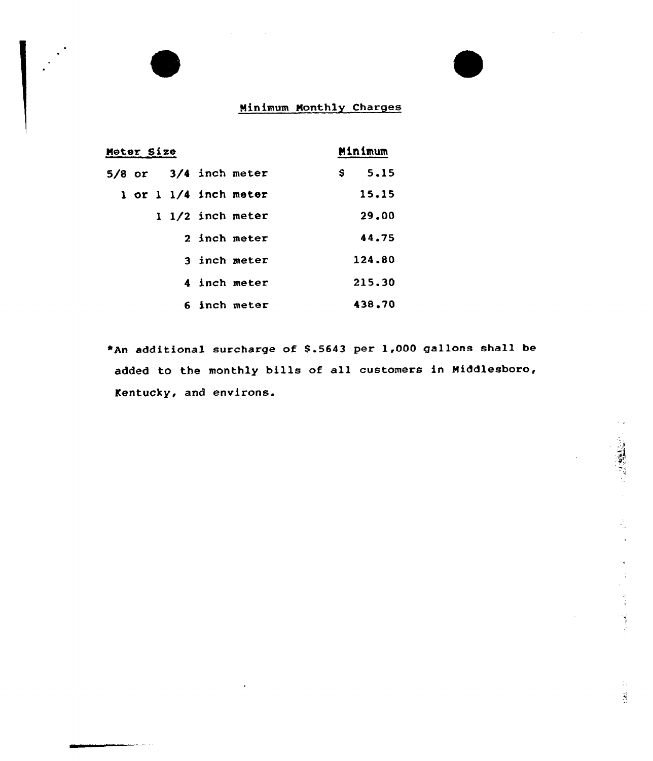## Minimum Monthly Charges

| Meter Size | Minimum |
|---|---|
| 5/8 or 3/4 inch meter | $ 5.15 |
| 1 or 1 1/4 inch meter | 15.15 |
| 1 1/2 inch meter | 29.00 |
| 2 inch meter | 44.75 |
| 3 inch meter | 124.80 |
| 4 inch meter | 215.30 |
| 6 inch meter | 438.70 |

*An additional surcharge of $.5643 per 1,000 gallons shall be added to the monthly bills of all customers in Middlesboro, Kentucky, and environs.